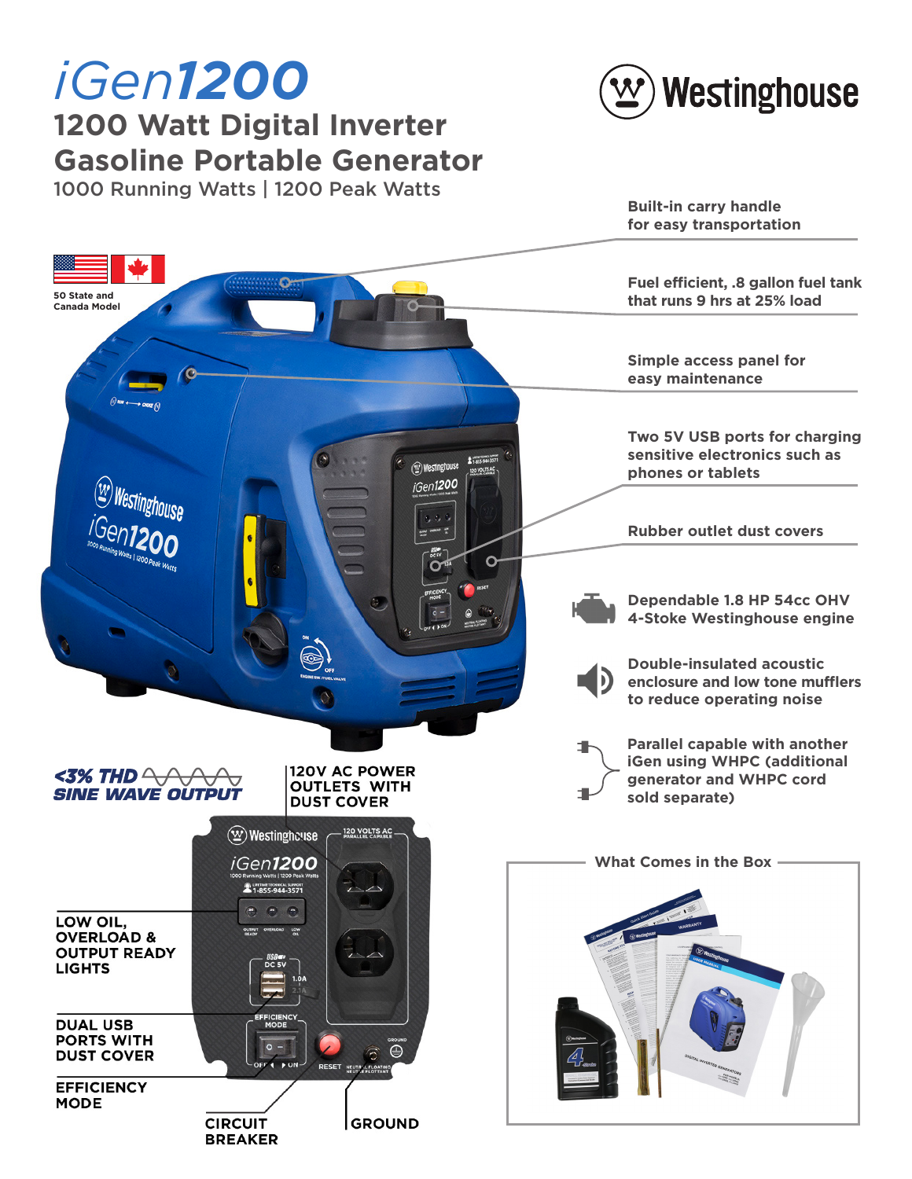# iGen1200

## 1200 Watt Digital Inverter Gasoline Portable Generator

1000 Running Watts | 1200 Peak Watts

Westinghouse

50 State and Canada Model

- Built-in carry handle for easy transportation
- Fuel efficient, .8 gallon fuel tank that runs 9 hrs at 25% load
- Simple access panel for easy maintenance
- Two 5V USB ports for charging sensitive electronics such as phones or tablets
- Rubber outlet dust covers
- Dependable 1.8 HP 54cc OHV 4-Stoke Westinghouse engine
- Double-insulated acoustic enclosure and low tone mufflers to reduce operating noise
- Parallel capable with another iGen using WHPC (additional generator and WHPC cord sold separate)

***<3% THD SINE WAVE OUTPUT***

- 120V AC POWER OUTLETS WITH DUST COVER
- LOW OIL, OVERLOAD & OUTPUT READY LIGHTS
- DUAL USB PORTS WITH DUST COVER
- EFFICIENCY MODE
- CIRCUIT BREAKER
- GROUND

### What Comes in the Box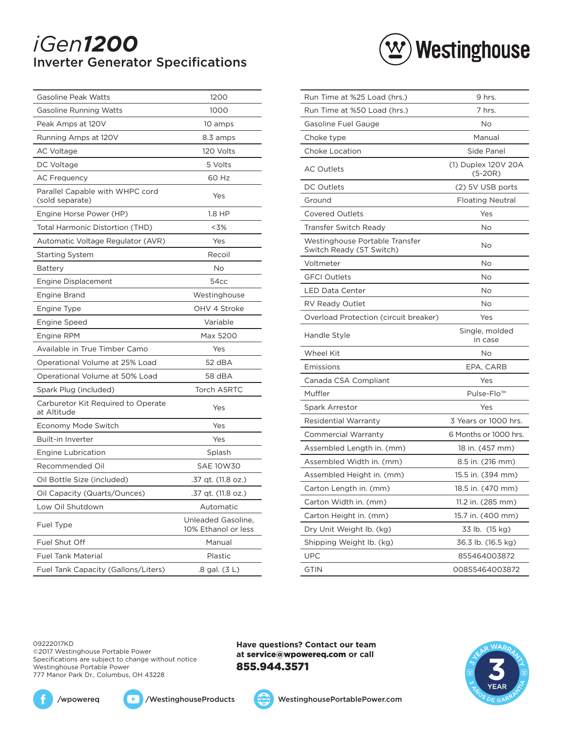# *iGen***1200**

## Inverter Generator Specifications

Westinghouse

| | |
|---|---|
| Gasoline Peak Watts | 1200 |
| Gasoline Running Watts | 1000 |
| Peak Amps at 120V | 10 amps |
| Running Amps at 120V | 8.3 amps |
| AC Voltage | 120 Volts |
| DC Voltage | 5 Volts |
| AC Frequency | 60 Hz |
| Parallel Capable with WHPC cord (sold separate) | Yes |
| Engine Horse Power (HP) | 1.8 HP |
| Total Harmonic Distortion (THD) | <3% |
| Automatic Voltage Regulator (AVR) | Yes |
| Starting System | Recoil |
| Battery | No |
| Engine Displacement | 54cc |
| Engine Brand | Westinghouse |
| Engine Type | OHV 4 Stroke |
| Engine Speed | Variable |
| Engine RPM | Max 5200 |
| Available in True Timber Camo | Yes |
| Operational Volume at 25% Load | 52 dBA |
| Operational Volume at 50% Load | 58 dBA |
| Spark Plug (included) | Torch A5RTC |
| Carburetor Kit Required to Operate at Altitude | Yes |
| Economy Mode Switch | Yes |
| Built-in Inverter | Yes |
| Engine Lubrication | Splash |
| Recommended Oil | SAE 10W30 |
| Oil Bottle Size (included) | .37 qt. (11.8 oz.) |
| Oil Capacity (Quarts/Ounces) | .37 qt. (11.8 oz.) |
| Low Oil Shutdown | Automatic |
| Fuel Type | Unleaded Gasoline, 10% Ethanol or less |
| Fuel Shut Off | Manual |
| Fuel Tank Material | Plastic |
| Fuel Tank Capacity (Gallons/Liters) | .8 gal. (3 L) |

| | |
|---|---|
| Run Time at %25 Load (hrs.) | 9 hrs. |
| Run Time at %50 Load (hrs.) | 7 hrs. |
| Gasoline Fuel Gauge | No |
| Choke type | Manual |
| Choke Location | Side Panel |
| AC Outlets | (1) Duplex 120V 20A (5-20R) |
| DC Outlets | (2) 5V USB ports |
| Ground | Floating Neutral |
| Covered Outlets | Yes |
| Transfer Switch Ready | No |
| Westinghouse Portable Transfer Switch Ready (ST Switch) | No |
| Voltmeter | No |
| GFCI Outlets | No |
| LED Data Center | No |
| RV Ready Outlet | No |
| Overload Protection (circuit breaker) | Yes |
| Handle Style | Single, molded in case |
| Wheel Kit | No |
| Emissions | EPA, CARB |
| Canada CSA Compliant | Yes |
| Muffler | Pulse-Flo™ |
| Spark Arrestor | Yes |
| Residential Warranty | 3 Years or 1000 hrs. |
| Commercial Warranty | 6 Months or 1000 hrs. |
| Assembled Length in. (mm) | 18 in. (457 mm) |
| Assembled Width in. (mm) | 8.5 in. (216 mm) |
| Assembled Height in. (mm) | 15.5 in. (394 mm) |
| Carton Length in. (mm) | 18.5 in. (470 mm) |
| Carton Width in. (mm) | 11.2 in. (285 mm) |
| Carton Height in. (mm) | 15.7 in. (400 mm) |
| Dry Unit Weight lb. (kg) | 33 lb. (15 kg) |
| Shipping Weight lb. (kg) | 36.3 lb. (16.5 kg) |
| UPC | 855464003872 |
| GTIN | 00855464003872 |

09222017KD
©2017 Westinghouse Portable Power
Specifications are subject to change without notice
Westinghouse Portable Power
777 Manor Park Dr., Columbus, OH 43228

**Have questions? Contact our team at service@wpowereq.com or call**
**855.944.3571**

3 YEAR WARRANTY / 3 AÑOS DE GARANTÍA

/wpowereq    /WestinghouseProducts    WestinghousePortablePower.com